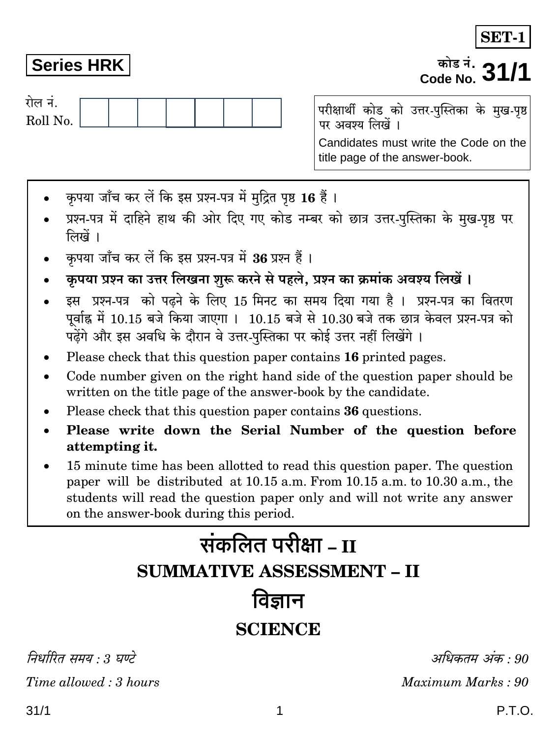**SET-1**

**Series HRK**

कोड नं.
Code No. **31/1**

रोल नं.
Roll No.

| | | | | | | |
|---|---|---|---|---|---|---|
| | | | | | | |

परीक्षार्थी कोड को उत्तर-पुस्तिका के मुख-पृष्ठ पर अवश्य लिखें ।

Candidates must write the Code on the title page of the answer-book.

- कृपया जाँच कर लें कि इस प्रश्न-पत्र में मुद्रित पृष्ठ **16** हैं ।
- प्रश्न-पत्र में दाहिने हाथ की ओर दिए गए कोड नम्बर को छात्र उत्तर-पुस्तिका के मुख-पृष्ठ पर लिखें ।
- कृपया जाँच कर लें कि इस प्रश्न-पत्र में **36** प्रश्न हैं ।
- **कृपया प्रश्न का उत्तर लिखना शुरू करने से पहले, प्रश्न का क्रमांक अवश्य लिखें ।**
- इस प्रश्न-पत्र को पढ़ने के लिए 15 मिनट का समय दिया गया है । प्रश्न-पत्र का वितरण पूर्वाह्न में 10.15 बजे किया जाएगा । 10.15 बजे से 10.30 बजे तक छात्र केवल प्रश्न-पत्र को पढ़ेंगे और इस अवधि के दौरान वे उत्तर-पुस्तिका पर कोई उत्तर नहीं लिखेंगे ।
- Please check that this question paper contains **16** printed pages.
- Code number given on the right hand side of the question paper should be written on the title page of the answer-book by the candidate.
- Please check that this question paper contains **36** questions.
- **Please write down the Serial Number of the question before attempting it.**
- 15 minute time has been allotted to read this question paper. The question paper will be distributed at 10.15 a.m. From 10.15 a.m. to 10.30 a.m., the students will read the question paper only and will not write any answer on the answer-book during this period.

# संकलित परीक्षा – II

# SUMMATIVE ASSESSMENT – II

# विज्ञान

# SCIENCE

*निर्धारित समय : 3 घण्टे* | *अधिकतम अंक : 90*

*Time allowed : 3 hours* | *Maximum Marks : 90*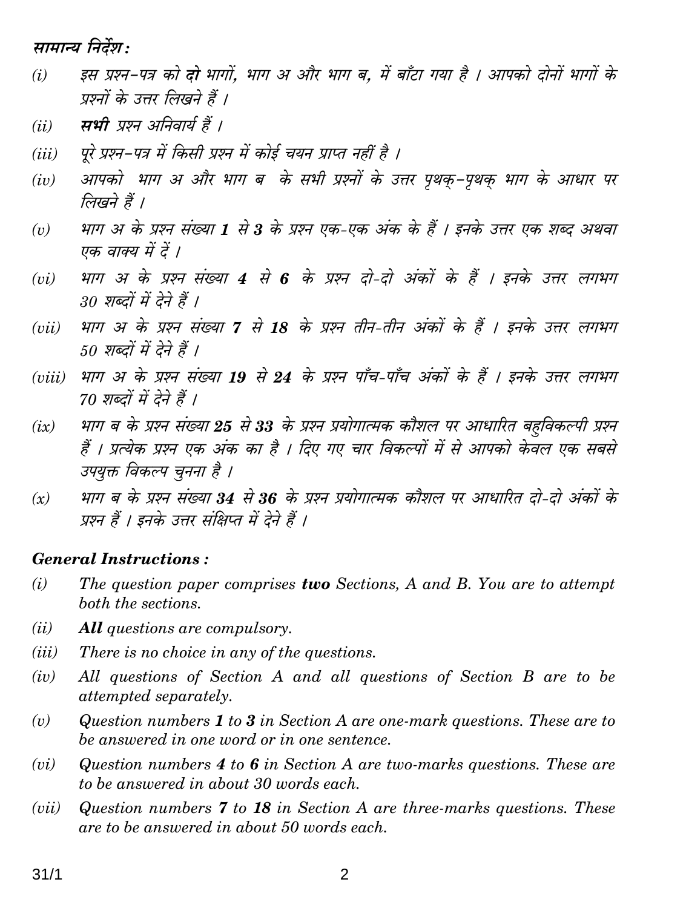**सामान्य निर्देश :**

*(i)* इस प्रश्न-पत्र को **दो** भागों, भाग अ और भाग ब, में बाँटा गया है । आपको दोनों भागों के प्रश्नों के उत्तर लिखने हैं ।

*(ii)* **सभी** प्रश्न अनिवार्य हैं ।

*(iii)* पूरे प्रश्न-पत्र में किसी प्रश्न में कोई चयन प्राप्त नहीं है ।

*(iv)* आपको भाग अ और भाग ब के सभी प्रश्नों के उत्तर पृथक्-पृथक् भाग के आधार पर लिखने हैं ।

*(v)* भाग अ के प्रश्न संख्या **1** से **3** के प्रश्न एक-एक अंक के हैं । इनके उत्तर एक शब्द अथवा एक वाक्य में दें ।

*(vi)* भाग अ के प्रश्न संख्या **4** से **6** के प्रश्न दो-दो अंकों के हैं । इनके उत्तर लगभग 30 शब्दों में देने हैं ।

*(vii)* भाग अ के प्रश्न संख्या **7** से **18** के प्रश्न तीन-तीन अंकों के हैं । इनके उत्तर लगभग 50 शब्दों में देने हैं ।

*(viii)* भाग अ के प्रश्न संख्या **19** से **24** के प्रश्न पाँच-पाँच अंकों के हैं । इनके उत्तर लगभग 70 शब्दों में देने हैं ।

*(ix)* भाग ब के प्रश्न संख्या **25** से **33** के प्रश्न प्रयोगात्मक कौशल पर आधारित बहुविकल्पी प्रश्न हैं । प्रत्येक प्रश्न एक अंक का है । दिए गए चार विकल्पों में से आपको केवल एक सबसे उपयुक्त विकल्प चुनना है ।

*(x)* भाग ब के प्रश्न संख्या **34** से **36** के प्रश्न प्रयोगात्मक कौशल पर आधारित दो-दो अंकों के प्रश्न हैं । इनके उत्तर संक्षिप्त में देने हैं ।

**General Instructions :**

*(i)* The question paper comprises **two** Sections, A and B. You are to attempt both the sections.

*(ii)* **All** questions are compulsory.

*(iii)* There is no choice in any of the questions.

*(iv)* All questions of Section A and all questions of Section B are to be attempted separately.

*(v)* Question numbers **1** to **3** in Section A are one-mark questions. These are to be answered in one word or in one sentence.

*(vi)* Question numbers **4** to **6** in Section A are two-marks questions. These are to be answered in about 30 words each.

*(vii)* Question numbers **7** to **18** in Section A are three-marks questions. These are to be answered in about 50 words each.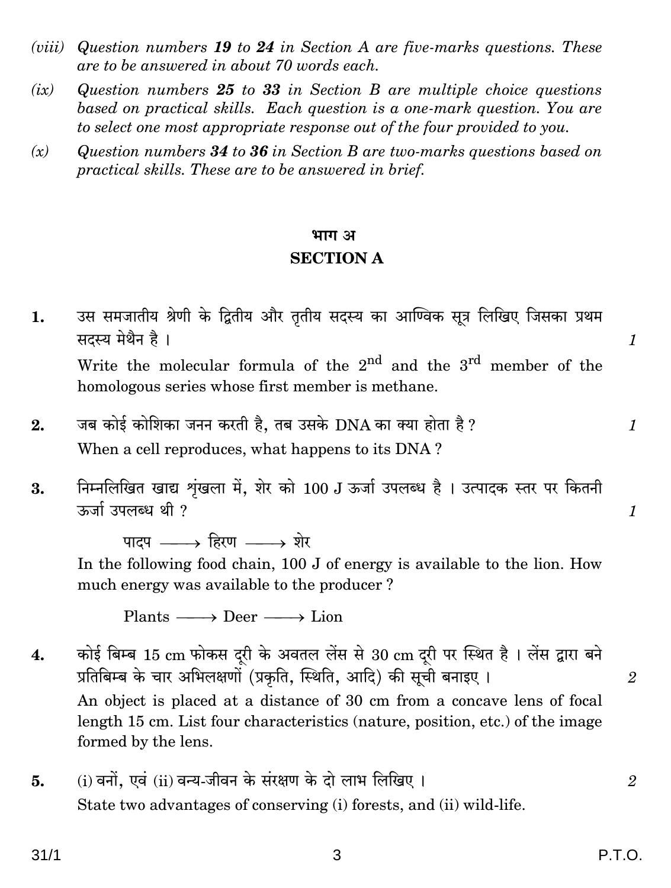*(viii)* *Question numbers **19** to **24** in Section A are five-marks questions. These are to be answered in about 70 words each.*

*(ix)* *Question numbers **25** to **33** in Section B are multiple choice questions based on practical skills. Each question is a one-mark question. You are to select one most appropriate response out of the four provided to you.*

*(x)* *Question numbers **34** to **36** in Section B are two-marks questions based on practical skills. These are to be answered in brief.*

## भाग अ

## SECTION A

**1.** उस समजातीय श्रेणी के द्वितीय और तृतीय सदस्य का आण्विक सूत्र लिखिए जिसका प्रथम सदस्य मेथैन है । *1*

Write the molecular formula of the $2^{nd}$ and the $3^{rd}$ member of the homologous series whose first member is methane.

**2.** जब कोई कोशिका जनन करती है, तब उसके DNA का क्या होता है ? *1*

When a cell reproduces, what happens to its DNA ?

**3.** निम्नलिखित खाद्य शृंखला में, शेर को 100 J ऊर्जा उपलब्ध है । उत्पादक स्तर पर कितनी ऊर्जा उपलब्ध थी ? *1*

पादप $\longrightarrow$ हिरण $\longrightarrow$ शेर

In the following food chain, 100 J of energy is available to the lion. How much energy was available to the producer ?

Plants $\longrightarrow$ Deer $\longrightarrow$ Lion

**4.** कोई बिम्ब 15 cm फोकस दूरी के अवतल लेंस से 30 cm दूरी पर स्थित है । लेंस द्वारा बने प्रतिबिम्ब के चार अभिलक्षणों (प्रकृति, स्थिति, आदि) की सूची बनाइए । *2*

An object is placed at a distance of 30 cm from a concave lens of focal length 15 cm. List four characteristics (nature, position, etc.) of the image formed by the lens.

**5.** (i) वनों, एवं (ii) वन्य-जीवन के संरक्षण के दो लाभ लिखिए । *2*

State two advantages of conserving (i) forests, and (ii) wild-life.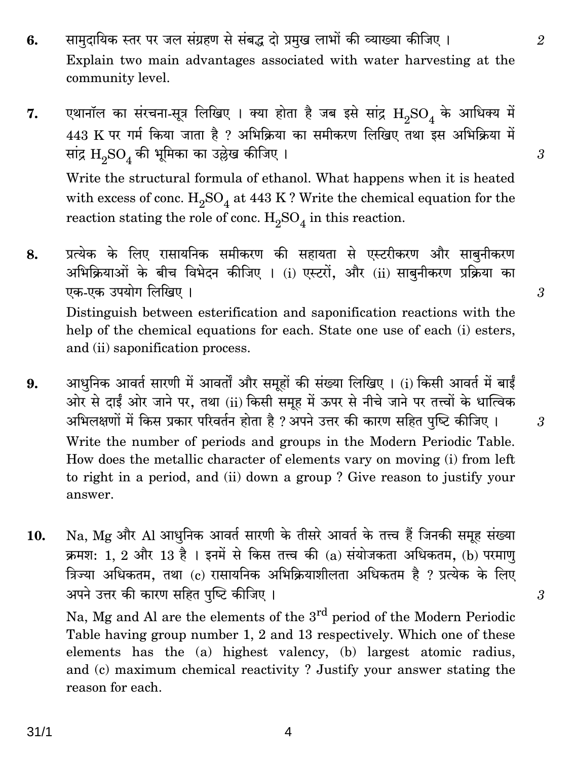6. सामुदायिक स्तर पर जल संग्रहण से संबद्ध दो प्रमुख लाभों की व्याख्या कीजिए । *2*

   Explain two main advantages associated with water harvesting at the community level.

7. एथानॉल का संरचना-सूत्र लिखिए । क्या होता है जब इसे सांद्र $H_2SO_4$ के आधिक्य में 443 K पर गर्म किया जाता है ? अभिक्रिया का समीकरण लिखिए तथा इस अभिक्रिया में सांद्र $H_2SO_4$ की भूमिका का उल्लेख कीजिए । *3*

   Write the structural formula of ethanol. What happens when it is heated with excess of conc. $H_2SO_4$ at 443 K ? Write the chemical equation for the reaction stating the role of conc. $H_2SO_4$ in this reaction.

8. प्रत्येक के लिए रासायनिक समीकरण की सहायता से एस्टरीकरण और साबुनीकरण अभिक्रियाओं के बीच विभेदन कीजिए । (i) एस्टरों, और (ii) साबुनीकरण प्रक्रिया का एक-एक उपयोग लिखिए । *3*

   Distinguish between esterification and saponification reactions with the help of the chemical equations for each. State one use of each (i) esters, and (ii) saponification process.

9. आधुनिक आवर्त सारणी में आवर्तों और समूहों की संख्या लिखिए । (i) किसी आवर्त में बाईं ओर से दाईं ओर जाने पर, तथा (ii) किसी समूह में ऊपर से नीचे जाने पर तत्त्वों के धात्विक अभिलक्षणों में किस प्रकार परिवर्तन होता है ? अपने उत्तर की कारण सहित पुष्टि कीजिए । *3*

   Write the number of periods and groups in the Modern Periodic Table. How does the metallic character of elements vary on moving (i) from left to right in a period, and (ii) down a group ? Give reason to justify your answer.

10. Na, Mg और Al आधुनिक आवर्त सारणी के तीसरे आवर्त के तत्त्व हैं जिनकी समूह संख्या क्रमशः 1, 2 और 13 है । इनमें से किस तत्त्व की (a) संयोजकता अधिकतम, (b) परमाणु त्रिज्या अधिकतम, तथा (c) रासायनिक अभिक्रियाशीलता अधिकतम है ? प्रत्येक के लिए अपने उत्तर की कारण सहित पुष्टि कीजिए । *3*

    Na, Mg and Al are the elements of the 3rd period of the Modern Periodic Table having group number 1, 2 and 13 respectively. Which one of these elements has the (a) highest valency, (b) largest atomic radius, and (c) maximum chemical reactivity ? Justify your answer stating the reason for each.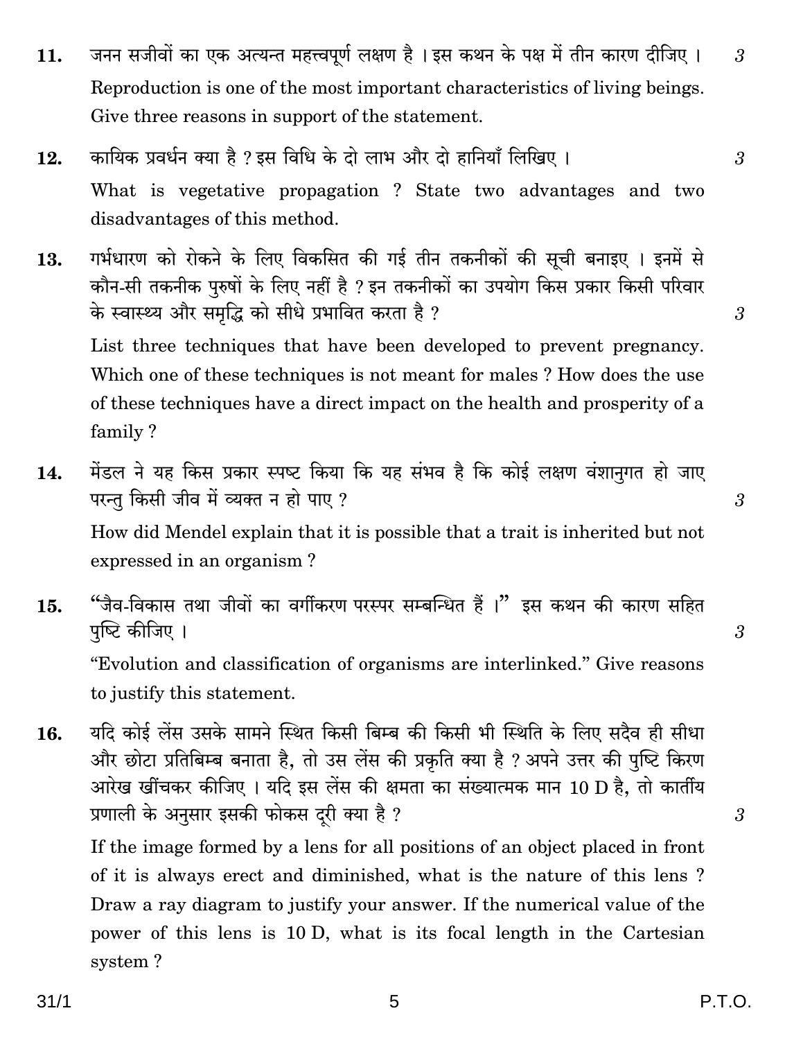**11.** जनन सजीवों का एक अत्यन्त महत्त्वपूर्ण लक्षण है । इस कथन के पक्ष में तीन कारण दीजिए । *3*

Reproduction is one of the most important characteristics of living beings. Give three reasons in support of the statement.

**12.** कायिक प्रवर्धन क्या है ? इस विधि के दो लाभ और दो हानियाँ लिखिए । *3*

What is vegetative propagation ? State two advantages and two disadvantages of this method.

**13.** गर्भधारण को रोकने के लिए विकसित की गई तीन तकनीकों की सूची बनाइए । इनमें से कौन-सी तकनीक पुरुषों के लिए नहीं है ? इन तकनीकों का उपयोग किस प्रकार किसी परिवार के स्वास्थ्य और समृद्धि को सीधे प्रभावित करता है ? *3*

List three techniques that have been developed to prevent pregnancy. Which one of these techniques is not meant for males ? How does the use of these techniques have a direct impact on the health and prosperity of a family ?

**14.** मेंडल ने यह किस प्रकार स्पष्ट किया कि यह संभव है कि कोई लक्षण वंशानुगत हो जाए परन्तु किसी जीव में व्यक्त न हो पाए ? *3*

How did Mendel explain that it is possible that a trait is inherited but not expressed in an organism ?

**15.** "जैव-विकास तथा जीवों का वर्गीकरण परस्पर सम्बन्धित हैं ।" इस कथन की कारण सहित पुष्टि कीजिए । *3*

"Evolution and classification of organisms are interlinked." Give reasons to justify this statement.

**16.** यदि कोई लेंस उसके सामने स्थित किसी बिम्ब की किसी भी स्थिति के लिए सदैव ही सीधा और छोटा प्रतिबिम्ब बनाता है, तो उस लेंस की प्रकृति क्या है ? अपने उत्तर की पुष्टि किरण आरेख खींचकर कीजिए । यदि इस लेंस की क्षमता का संख्यात्मक मान 10 D है, तो कार्तीय प्रणाली के अनुसार इसकी फोकस दूरी क्या है ? *3*

If the image formed by a lens for all positions of an object placed in front of it is always erect and diminished, what is the nature of this lens ? Draw a ray diagram to justify your answer. If the numerical value of the power of this lens is 10 D, what is its focal length in the Cartesian system ?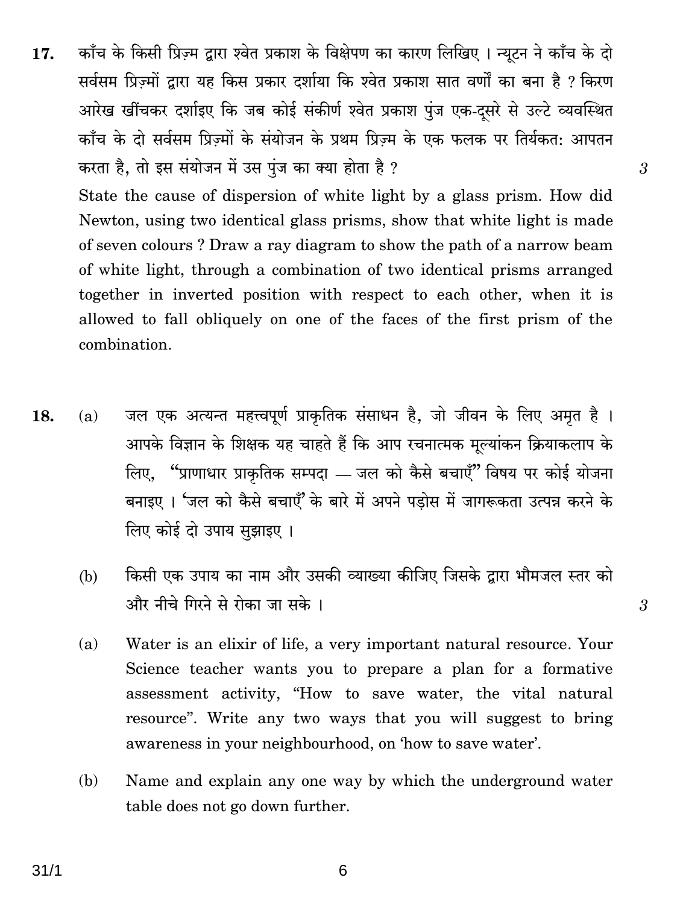**17.** काँच के किसी प्रिज़्म द्वारा श्वेत प्रकाश के विक्षेपण का कारण लिखिए । न्यूटन ने काँच के दो सर्वसम प्रिज़्मों द्वारा यह किस प्रकार दर्शाया कि श्वेत प्रकाश सात वर्णों का बना है ? किरण आरेख खींचकर दर्शाइए कि जब कोई संकीर्ण श्वेत प्रकाश पुंज एक-दूसरे से उल्टे व्यवस्थित काँच के दो सर्वसम प्रिज़्मों के संयोजन के प्रथम प्रिज़्म के एक फलक पर तिर्यकत: आपतन करता है, तो इस संयोजन में उस पुंज का क्या होता है ? *3*

State the cause of dispersion of white light by a glass prism. How did Newton, using two identical glass prisms, show that white light is made of seven colours ? Draw a ray diagram to show the path of a narrow beam of white light, through a combination of two identical prisms arranged together in inverted position with respect to each other, when it is allowed to fall obliquely on one of the faces of the first prism of the combination.

**18.** (a) जल एक अत्यन्त महत्त्वपूर्ण प्राकृतिक संसाधन है, जो जीवन के लिए अमृत है । आपके विज्ञान के शिक्षक यह चाहते हैं कि आप रचनात्मक मूल्यांकन क्रियाकलाप के लिए, "प्राणाधार प्राकृतिक सम्पदा — जल को कैसे बचाएँ" विषय पर कोई योजना बनाइए । 'जल को कैसे बचाएँ' के बारे में अपने पड़ोस में जागरूकता उत्पन्न करने के लिए कोई दो उपाय सुझाइए ।

(b) किसी एक उपाय का नाम और उसकी व्याख्या कीजिए जिसके द्वारा भौमजल स्तर को और नीचे गिरने से रोका जा सके । *3*

(a) Water is an elixir of life, a very important natural resource. Your Science teacher wants you to prepare a plan for a formative assessment activity, "How to save water, the vital natural resource". Write any two ways that you will suggest to bring awareness in your neighbourhood, on 'how to save water'.

(b) Name and explain any one way by which the underground water table does not go down further.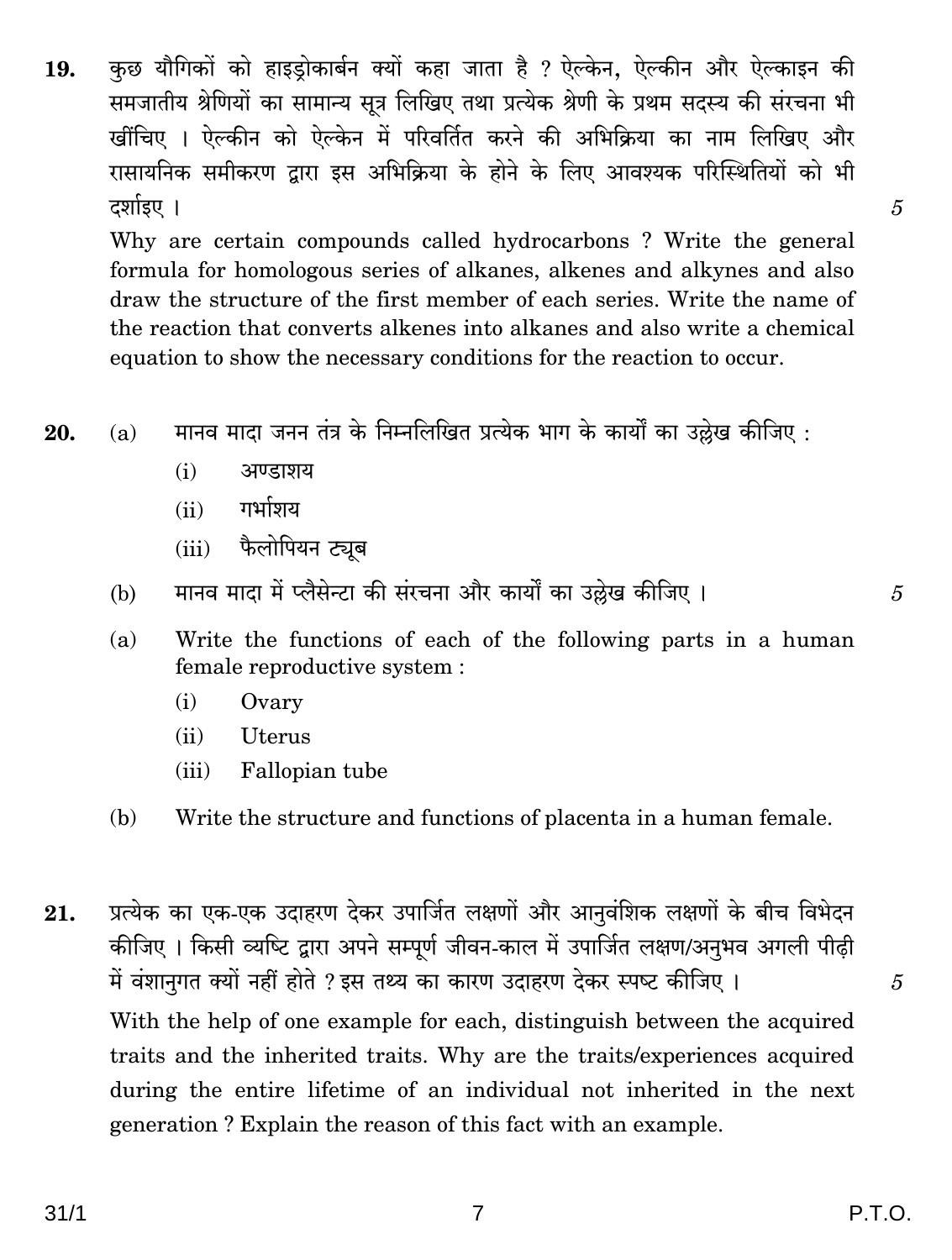**19.** कुछ यौगिकों को हाइड्रोकार्बन क्यों कहा जाता है ? ऐल्केन, ऐल्कीन और ऐल्काइन की समजातीय श्रेणियों का सामान्य सूत्र लिखिए तथा प्रत्येक श्रेणी के प्रथम सदस्य की संरचना भी खींचिए । ऐल्कीन को ऐल्केन में परिवर्तित करने की अभिक्रिया का नाम लिखिए और रासायनिक समीकरण द्वारा इस अभिक्रिया के होने के लिए आवश्यक परिस्थितियों को भी दर्शाइए । 5

Why are certain compounds called hydrocarbons ? Write the general formula for homologous series of alkanes, alkenes and alkynes and also draw the structure of the first member of each series. Write the name of the reaction that converts alkenes into alkanes and also write a chemical equation to show the necessary conditions for the reaction to occur.

**20.** (a) मानव मादा जनन तंत्र के निम्नलिखित प्रत्येक भाग के कार्यों का उल्लेख कीजिए :

(i) अण्डाशय

(ii) गर्भाशय

(iii) फैलोपियन ट्यूब

(b) मानव मादा में प्लैसेन्टा की संरचना और कार्यों का उल्लेख कीजिए । 5

(a) Write the functions of each of the following parts in a human female reproductive system :

(i) Ovary

(ii) Uterus

(iii) Fallopian tube

(b) Write the structure and functions of placenta in a human female.

**21.** प्रत्येक का एक-एक उदाहरण देकर उपार्जित लक्षणों और आनुवंशिक लक्षणों के बीच विभेदन कीजिए । किसी व्यष्टि द्वारा अपने सम्पूर्ण जीवन-काल में उपार्जित लक्षण/अनुभव अगली पीढ़ी में वंशानुगत क्यों नहीं होते ? इस तथ्य का कारण उदाहरण देकर स्पष्ट कीजिए । 5

With the help of one example for each, distinguish between the acquired traits and the inherited traits. Why are the traits/experiences acquired during the entire lifetime of an individual not inherited in the next generation ? Explain the reason of this fact with an example.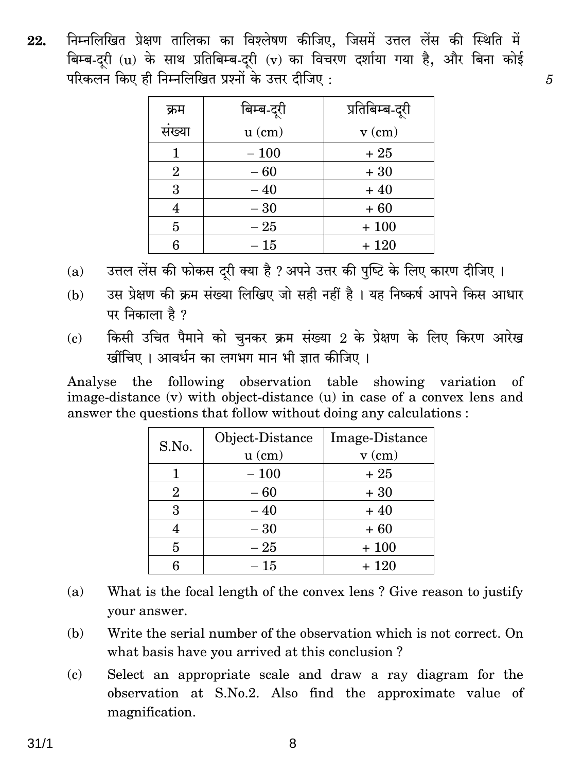**22.** निम्नलिखित प्रेक्षण तालिका का विश्लेषण कीजिए, जिसमें उत्तल लेंस की स्थिति में बिम्ब-दूरी (u) के साथ प्रतिबिम्ब-दूरी (v) का विचरण दर्शाया गया है, और बिना कोई परिकलन किए ही निम्नलिखित प्रश्नों के उत्तर दीजिए : *5*

| क्रम संख्या | बिम्ब-दूरी u (cm) | प्रतिबिम्ब-दूरी v (cm) |
|---|---|---|
| 1 | – 100 | + 25 |
| 2 | – 60 | + 30 |
| 3 | – 40 | + 40 |
| 4 | – 30 | + 60 |
| 5 | – 25 | + 100 |
| 6 | – 15 | + 120 |

(a) उत्तल लेंस की फोकस दूरी क्या है ? अपने उत्तर की पुष्टि के लिए कारण दीजिए ।

(b) उस प्रेक्षण की क्रम संख्या लिखिए जो सही नहीं है । यह निष्कर्ष आपने किस आधार पर निकाला है ?

(c) किसी उचित पैमाने को चुनकर क्रम संख्या 2 के प्रेक्षण के लिए किरण आरेख खींचिए । आवर्धन का लगभग मान भी ज्ञात कीजिए ।

Analyse the following observation table showing variation of image-distance (v) with object-distance (u) in case of a convex lens and answer the questions that follow without doing any calculations :

| S.No. | Object-Distance u (cm) | Image-Distance v (cm) |
|---|---|---|
| 1 | – 100 | + 25 |
| 2 | – 60 | + 30 |
| 3 | – 40 | + 40 |
| 4 | – 30 | + 60 |
| 5 | – 25 | + 100 |
| 6 | – 15 | + 120 |

(a) What is the focal length of the convex lens ? Give reason to justify your answer.

(b) Write the serial number of the observation which is not correct. On what basis have you arrived at this conclusion ?

(c) Select an appropriate scale and draw a ray diagram for the observation at S.No.2. Also find the approximate value of magnification.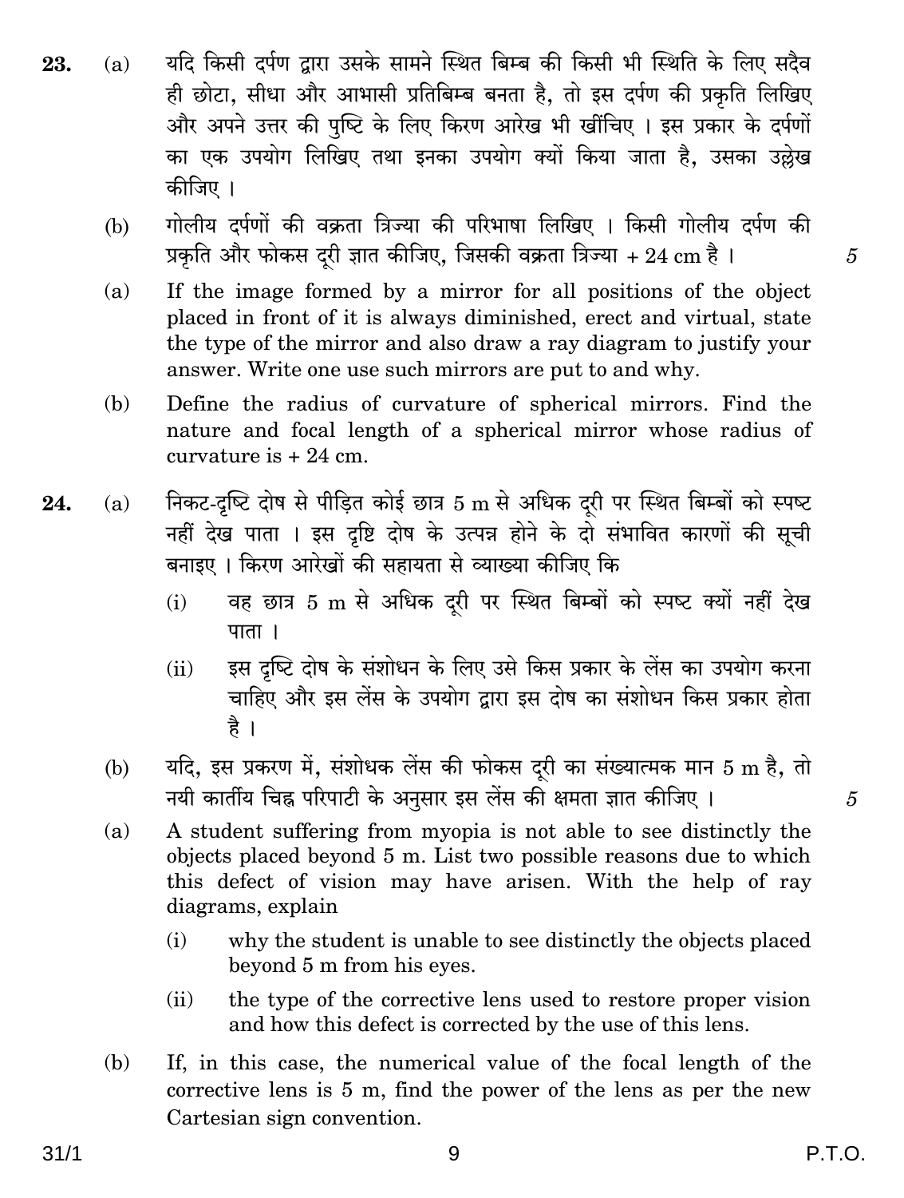**23.** (a) यदि किसी दर्पण द्वारा उसके सामने स्थित बिम्ब की किसी भी स्थिति के लिए सदैव ही छोटा, सीधा और आभासी प्रतिबिम्ब बनता है, तो इस दर्पण की प्रकृति लिखिए और अपने उत्तर की पुष्टि के लिए किरण आरेख भी खींचिए । इस प्रकार के दर्पणों का एक उपयोग लिखिए तथा इनका उपयोग क्यों किया जाता है, उसका उल्लेख कीजिए ।

(b) गोलीय दर्पणों की वक्रता त्रिज्या की परिभाषा लिखिए । किसी गोलीय दर्पण की प्रकृति और फोकस दूरी ज्ञात कीजिए, जिसकी वक्रता त्रिज्या + 24 cm है । 5

(a) If the image formed by a mirror for all positions of the object placed in front of it is always diminished, erect and virtual, state the type of the mirror and also draw a ray diagram to justify your answer. Write one use such mirrors are put to and why.

(b) Define the radius of curvature of spherical mirrors. Find the nature and focal length of a spherical mirror whose radius of curvature is + 24 cm.

**24.** (a) निकट-दृष्टि दोष से पीड़ित कोई छात्र 5 m से अधिक दूरी पर स्थित बिम्बों को स्पष्ट नहीं देख पाता । इस दृष्टि दोष के उत्पन्न होने के दो संभावित कारणों की सूची बनाइए । किरण आरेखों की सहायता से व्याख्या कीजिए कि

(i) वह छात्र 5 m से अधिक दूरी पर स्थित बिम्बों को स्पष्ट क्यों नहीं देख पाता ।

(ii) इस दृष्टि दोष के संशोधन के लिए उसे किस प्रकार के लेंस का उपयोग करना चाहिए और इस लेंस के उपयोग द्वारा इस दोष का संशोधन किस प्रकार होता है ।

(b) यदि, इस प्रकरण में, संशोधक लेंस की फोकस दूरी का संख्यात्मक मान 5 m है, तो नयी कार्तीय चिह्न परिपाटी के अनुसार इस लेंस की क्षमता ज्ञात कीजिए । 5

(a) A student suffering from myopia is not able to see distinctly the objects placed beyond 5 m. List two possible reasons due to which this defect of vision may have arisen. With the help of ray diagrams, explain

(i) why the student is unable to see distinctly the objects placed beyond 5 m from his eyes.

(ii) the type of the corrective lens used to restore proper vision and how this defect is corrected by the use of this lens.

(b) If, in this case, the numerical value of the focal length of the corrective lens is 5 m, find the power of the lens as per the new Cartesian sign convention.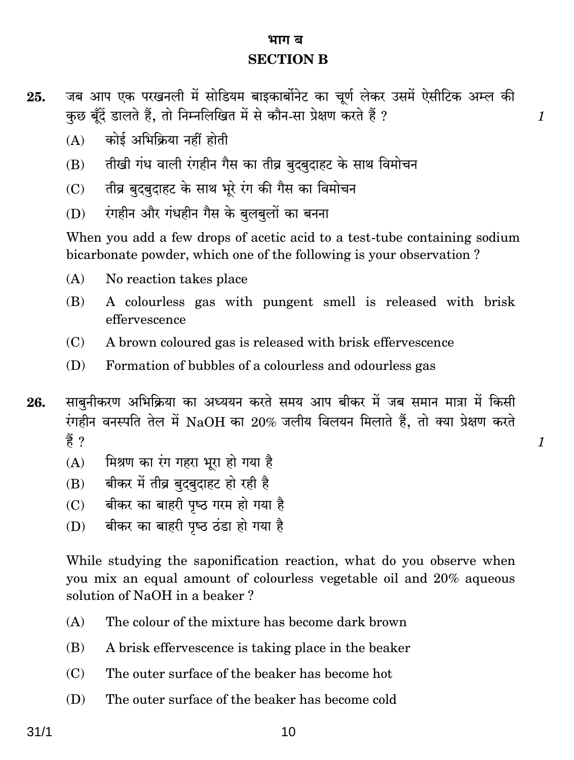## भाग ब
## SECTION B

**25.** जब आप एक परखनली में सोडियम बाइकार्बोनेट का चूर्ण लेकर उसमें ऐसीटिक अम्ल की कुछ बूँदें डालते हैं, तो निम्नलिखित में से कौन-सा प्रेक्षण करते हैं ? *1*

(A) कोई अभिक्रिया नहीं होती

(B) तीखी गंध वाली रंगहीन गैस का तीव्र बुदबुदाहट के साथ विमोचन

(C) तीव्र बुदबुदाहट के साथ भूरे रंग की गैस का विमोचन

(D) रंगहीन और गंधहीन गैस के बुलबुलों का बनना

When you add a few drops of acetic acid to a test-tube containing sodium bicarbonate powder, which one of the following is your observation ?

(A) No reaction takes place

(B) A colourless gas with pungent smell is released with brisk effervescence

(C) A brown coloured gas is released with brisk effervescence

(D) Formation of bubbles of a colourless and odourless gas

**26.** साबुनीकरण अभिक्रिया का अध्ययन करते समय आप बीकर में जब समान मात्रा में किसी रंगहीन वनस्पति तेल में NaOH का 20% जलीय विलयन मिलाते हैं, तो क्या प्रेक्षण करते हैं ? *1*

(A) मिश्रण का रंग गहरा भूरा हो गया है

(B) बीकर में तीव्र बुदबुदाहट हो रही है

(C) बीकर का बाहरी पृष्ठ गरम हो गया है

(D) बीकर का बाहरी पृष्ठ ठंडा हो गया है

While studying the saponification reaction, what do you observe when you mix an equal amount of colourless vegetable oil and 20% aqueous solution of NaOH in a beaker ?

(A) The colour of the mixture has become dark brown

(B) A brisk effervescence is taking place in the beaker

(C) The outer surface of the beaker has become hot

(D) The outer surface of the beaker has become cold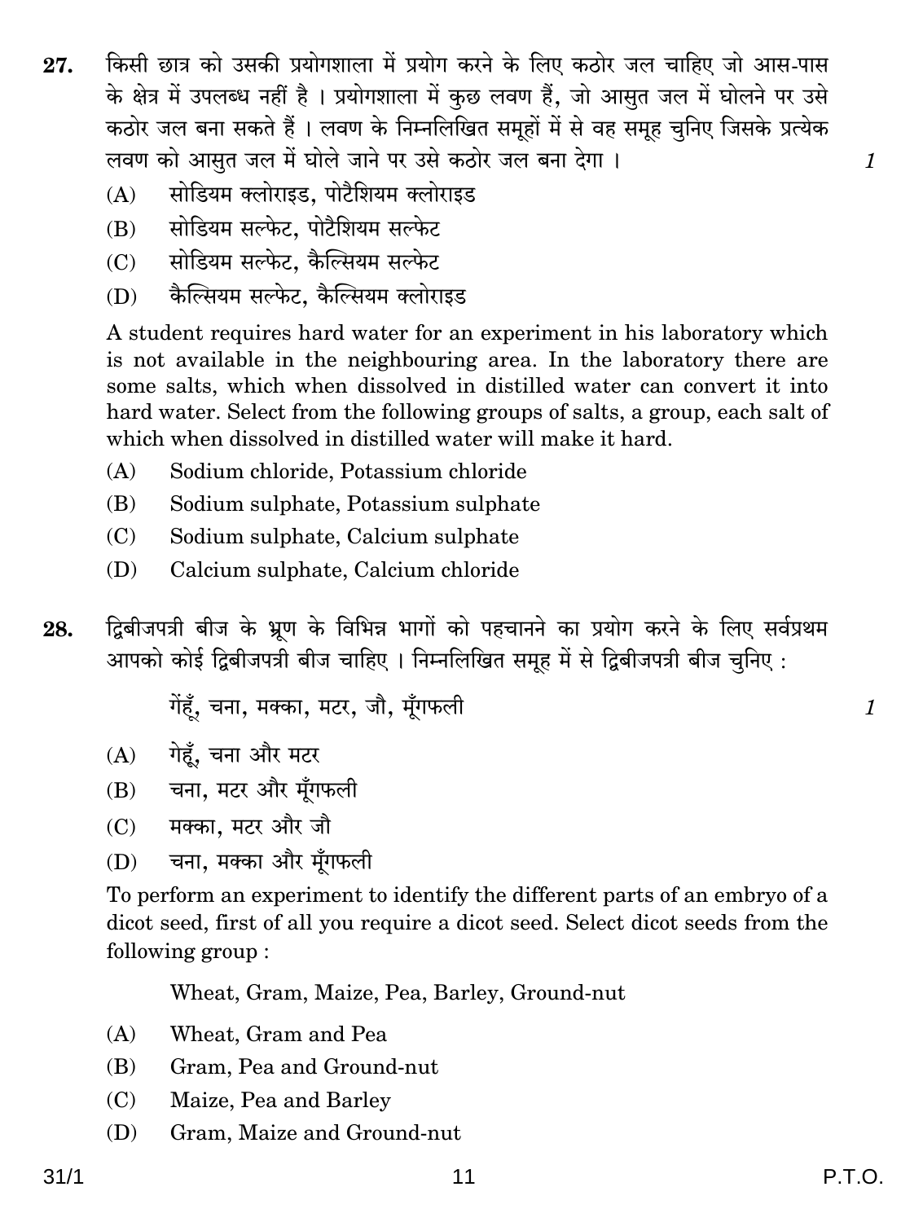**27.** किसी छात्र को उसकी प्रयोगशाला में प्रयोग करने के लिए कठोर जल चाहिए जो आस-पास के क्षेत्र में उपलब्ध नहीं है । प्रयोगशाला में कुछ लवण हैं, जो आसुत जल में घोलने पर उसे कठोर जल बना सकते हैं । लवण के निम्नलिखित समूहों में से वह समूह चुनिए जिसके प्रत्येक लवण को आसुत जल में घोले जाने पर उसे कठोर जल बना देगा । *1*

(A) सोडियम क्लोराइड, पोटैशियम क्लोराइड

(B) सोडियम सल्फेट, पोटैशियम सल्फेट

(C) सोडियम सल्फेट, कैल्सियम सल्फेट

(D) कैल्सियम सल्फेट, कैल्सियम क्लोराइड

A student requires hard water for an experiment in his laboratory which is not available in the neighbouring area. In the laboratory there are some salts, which when dissolved in distilled water can convert it into hard water. Select from the following groups of salts, a group, each salt of which when dissolved in distilled water will make it hard.

(A) Sodium chloride, Potassium chloride

(B) Sodium sulphate, Potassium sulphate

(C) Sodium sulphate, Calcium sulphate

(D) Calcium sulphate, Calcium chloride

**28.** द्विबीजपत्री बीज के भ्रूण के विभिन्न भागों को पहचानने का प्रयोग करने के लिए सर्वप्रथम आपको कोई द्विबीजपत्री बीज चाहिए । निम्नलिखित समूह में से द्विबीजपत्री बीज चुनिए : *1*

गेहूँ, चना, मक्का, मटर, जौ, मूँगफली

(A) गेहूँ, चना और मटर

(B) चना, मटर और मूँगफली

(C) मक्का, मटर और जौ

(D) चना, मक्का और मूँगफली

To perform an experiment to identify the different parts of an embryo of a dicot seed, first of all you require a dicot seed. Select dicot seeds from the following group :

Wheat, Gram, Maize, Pea, Barley, Ground-nut

(A) Wheat, Gram and Pea

(B) Gram, Pea and Ground-nut

(C) Maize, Pea and Barley

(D) Gram, Maize and Ground-nut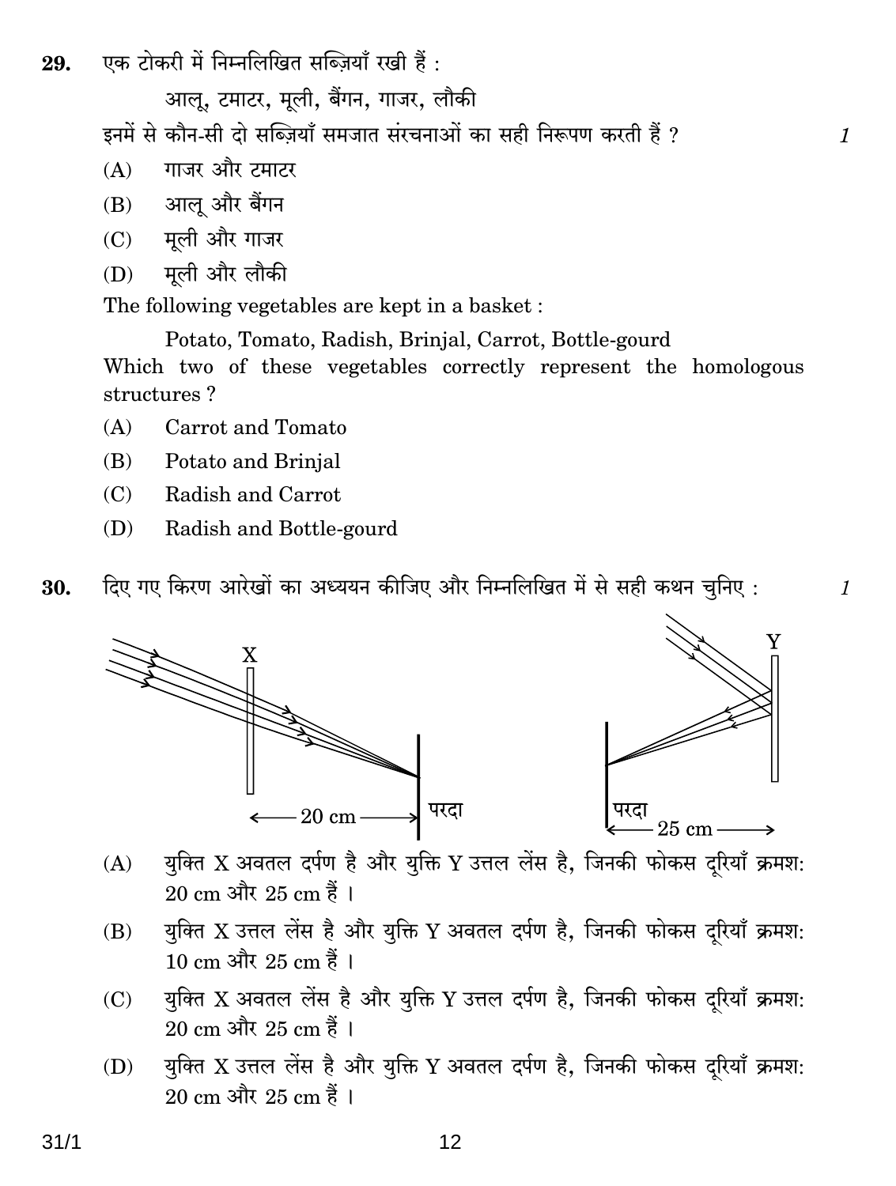**29.** एक टोकरी में निम्नलिखित सब्ज़ियाँ रखी हैं : *1*

आलू, टमाटर, मूली, बैंगन, गाजर, लौकी

इनमें से कौन-सी दो सब्ज़ियाँ समजात संरचनाओं का सही निरूपण करती हैं ?

(A) गाजर और टमाटर

(B) आलू और बैंगन

(C) मूली और गाजर

(D) मूली और लौकी

The following vegetables are kept in a basket :

Potato, Tomato, Radish, Brinjal, Carrot, Bottle-gourd

Which two of these vegetables correctly represent the homologous structures ?

(A) Carrot and Tomato

(B) Potato and Brinjal

(C) Radish and Carrot

(D) Radish and Bottle-gourd

**30.** दिए गए किरण आरेखों का अध्ययन कीजिए और निम्नलिखित में से सही कथन चुनिए : *1*

X

20 cm

परदा

Y

परदा

25 cm

(A) युक्ति X अवतल दर्पण है और युक्ति Y उत्तल लेंस है, जिनकी फोकस दूरियाँ क्रमशः 20 cm और 25 cm हैं ।

(B) युक्ति X उत्तल लेंस है और युक्ति Y अवतल दर्पण है, जिनकी फोकस दूरियाँ क्रमशः 10 cm और 25 cm हैं ।

(C) युक्ति X अवतल लेंस है और युक्ति Y उत्तल दर्पण है, जिनकी फोकस दूरियाँ क्रमशः 20 cm और 25 cm हैं ।

(D) युक्ति X उत्तल लेंस है और युक्ति Y अवतल दर्पण है, जिनकी फोकस दूरियाँ क्रमशः 20 cm और 25 cm हैं ।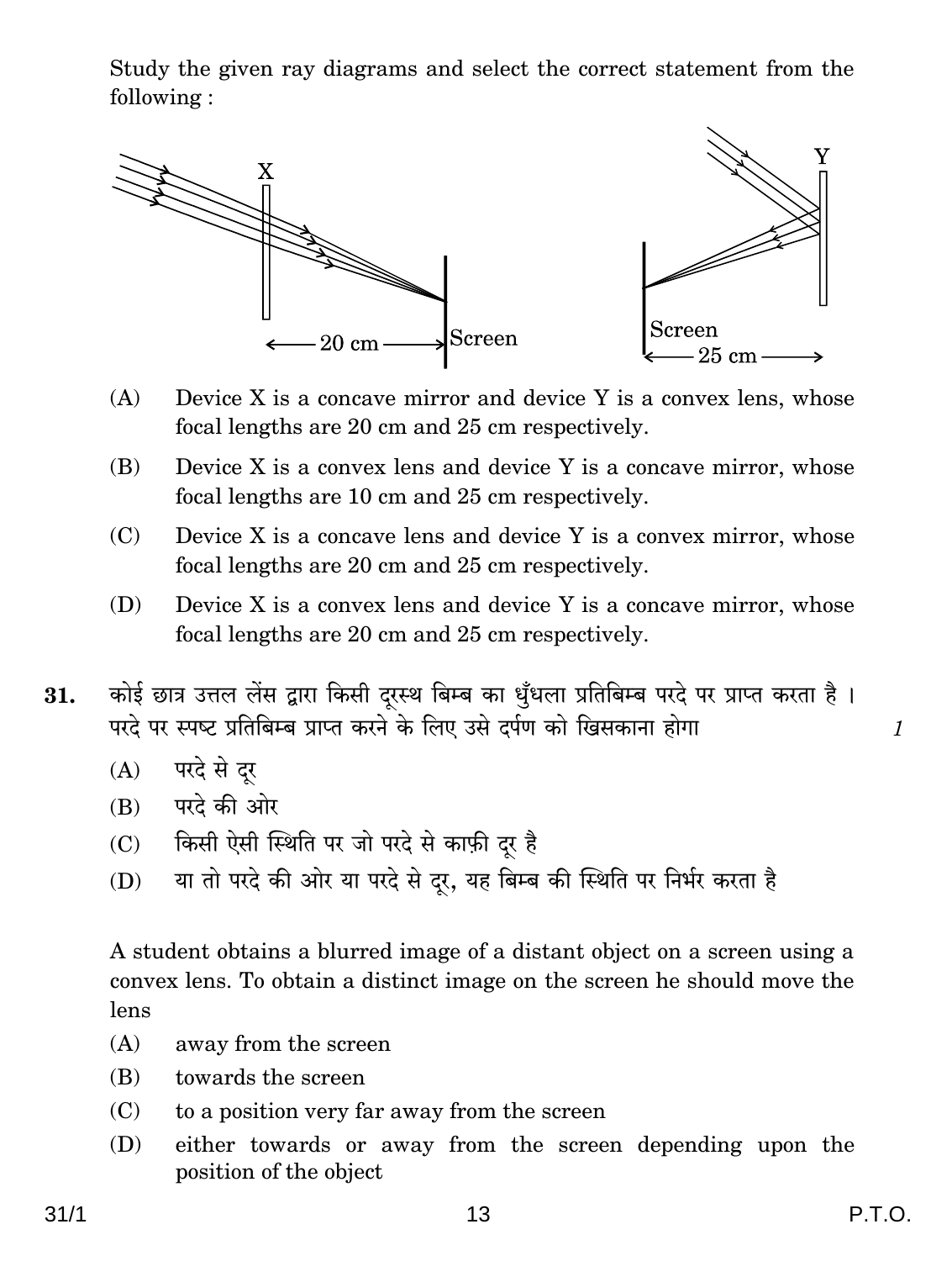Study the given ray diagrams and select the correct statement from the following :

(A) Device X is a concave mirror and device Y is a convex lens, whose focal lengths are 20 cm and 25 cm respectively.

(B) Device X is a convex lens and device Y is a concave mirror, whose focal lengths are 10 cm and 25 cm respectively.

(C) Device X is a concave lens and device Y is a convex mirror, whose focal lengths are 20 cm and 25 cm respectively.

(D) Device X is a convex lens and device Y is a concave mirror, whose focal lengths are 20 cm and 25 cm respectively.

**31.** कोई छात्र उत्तल लेंस द्वारा किसी दूरस्थ बिम्ब का धुँधला प्रतिबिम्ब परदे पर प्राप्त करता है । परदे पर स्पष्ट प्रतिबिम्ब प्राप्त करने के लिए उसे दर्पण को खिसकाना होगा *1*

(A) परदे से दूर

(B) परदे की ओर

(C) किसी ऐसी स्थिति पर जो परदे से काफ़ी दूर है

(D) या तो परदे की ओर या परदे से दूर, यह बिम्ब की स्थिति पर निर्भर करता है

A student obtains a blurred image of a distant object on a screen using a convex lens. To obtain a distinct image on the screen he should move the lens

(A) away from the screen

(B) towards the screen

(C) to a position very far away from the screen

(D) either towards or away from the screen depending upon the position of the object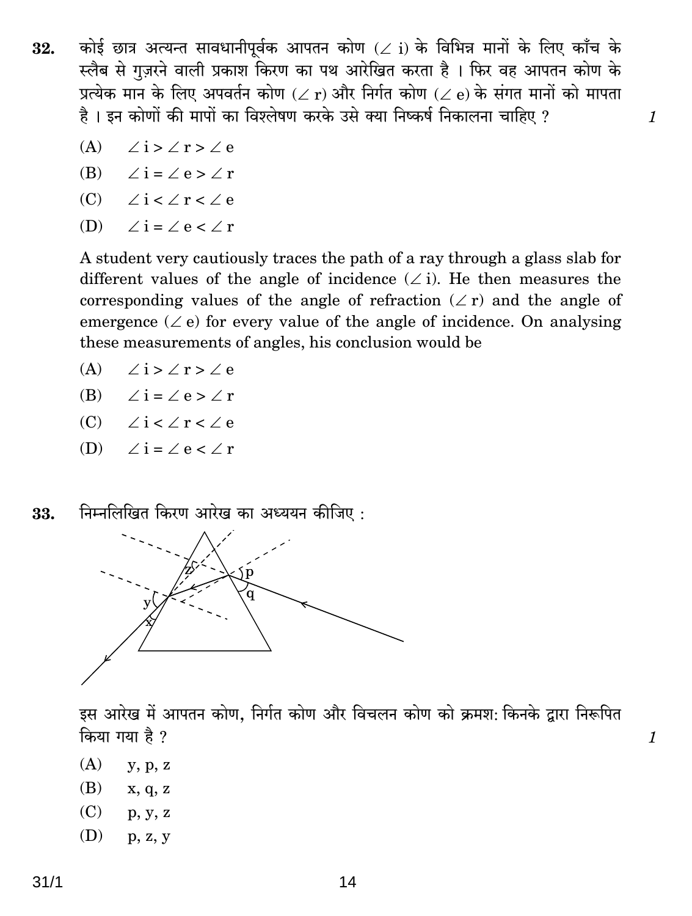**32.** कोई छात्र अत्यन्त सावधानीपूर्वक आपतन कोण ($\angle$ i) के विभिन्न मानों के लिए काँच के स्लैब से गुज़रने वाली प्रकाश किरण का पथ आरेखित करता है । फिर वह आपतन कोण के प्रत्येक मान के लिए अपवर्तन कोण ($\angle$ r) और निर्गत कोण ($\angle$ e) के संगत मानों को मापता है । इन कोणों की मापों का विश्लेषण करके उसे क्या निष्कर्ष निकालना चाहिए ? *1*

(A) $\angle i > \angle r > \angle e$

(B) $\angle i = \angle e > \angle r$

(C) $\angle i < \angle r < \angle e$

(D) $\angle i = \angle e < \angle r$

A student very cautiously traces the path of a ray through a glass slab for different values of the angle of incidence ($\angle$ i). He then measures the corresponding values of the angle of refraction ($\angle$ r) and the angle of emergence ($\angle$ e) for every value of the angle of incidence. On analysing these measurements of angles, his conclusion would be

(A) $\angle i > \angle r > \angle e$

(B) $\angle i = \angle e > \angle r$

(C) $\angle i < \angle r < \angle e$

(D) $\angle i = \angle e < \angle r$

**33.** निम्नलिखित किरण आरेख का अध्ययन कीजिए :

इस आरेख में आपतन कोण, निर्गत कोण और विचलन कोण को क्रमशः किनके द्वारा निरूपित किया गया है ? *1*

(A) y, p, z

(B) x, q, z

(C) p, y, z

(D) p, z, y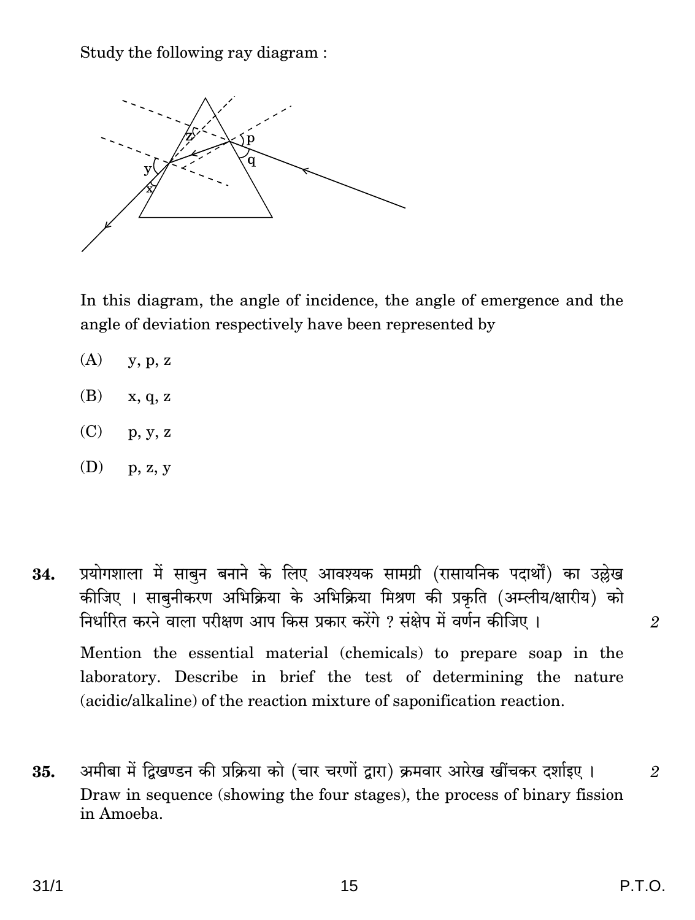Study the following ray diagram :

In this diagram, the angle of incidence, the angle of emergence and the angle of deviation respectively have been represented by

(A) y, p, z

(B) x, q, z

(C) p, y, z

(D) p, z, y

**34.** प्रयोगशाला में साबुन बनाने के लिए आवश्यक सामग्री (रासायनिक पदार्थों) का उल्लेख कीजिए । साबुनीकरण अभिक्रिया के अभिक्रिया मिश्रण की प्रकृति (अम्लीय/क्षारीय) को निर्धारित करने वाला परीक्षण आप किस प्रकार करेंगे ? संक्षेप में वर्णन कीजिए । *2*

Mention the essential material (chemicals) to prepare soap in the laboratory. Describe in brief the test of determining the nature (acidic/alkaline) of the reaction mixture of saponification reaction.

**35.** अमीबा में द्विखण्डन की प्रक्रिया को (चार चरणों द्वारा) क्रमवार आरेख खींचकर दर्शाइए । *2*

Draw in sequence (showing the four stages), the process of binary fission in Amoeba.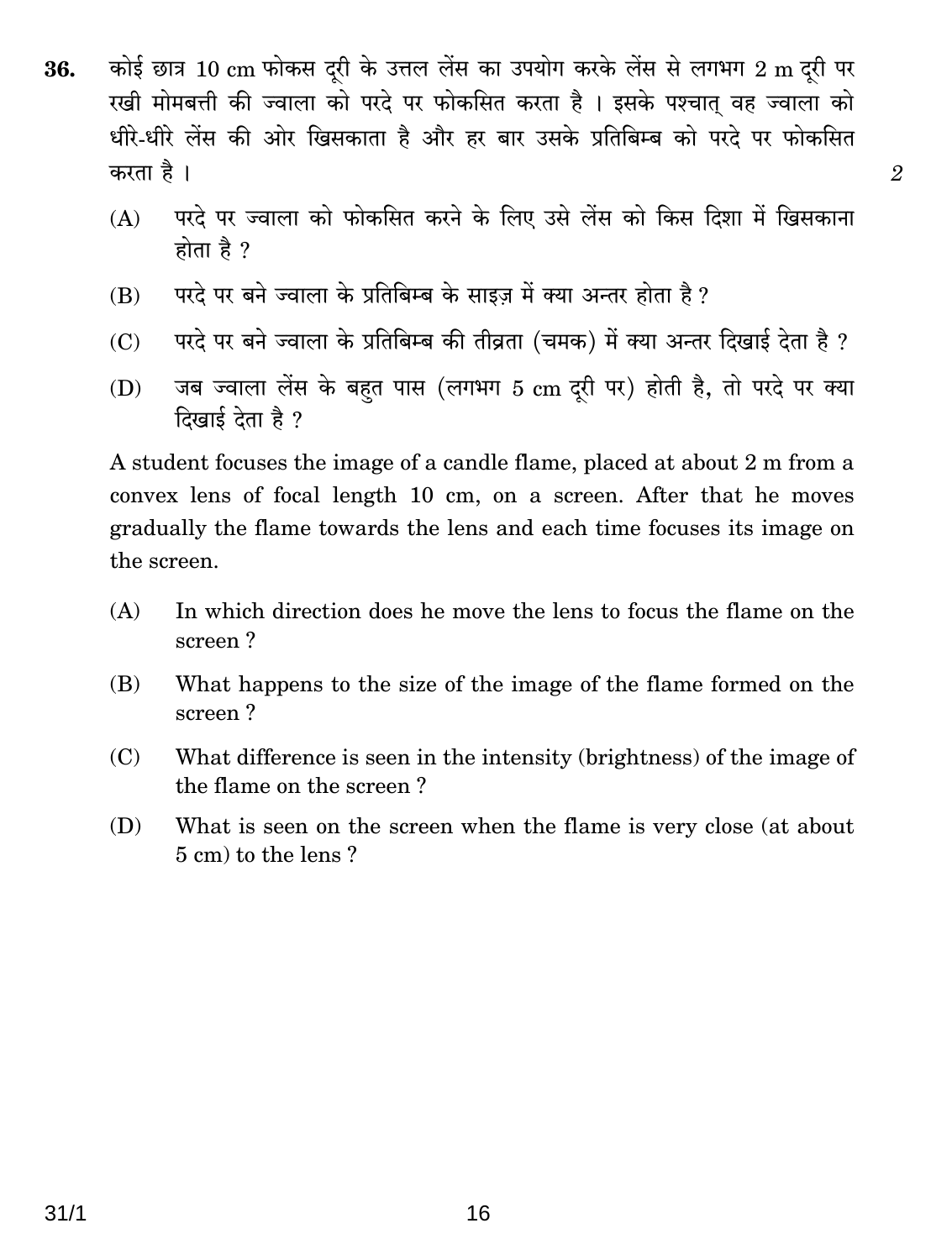**36.** कोई छात्र 10 cm फोकस दूरी के उत्तल लेंस का उपयोग करके लेंस से लगभग 2 m दूरी पर रखी मोमबत्ती की ज्वाला को परदे पर फोकसित करता है । इसके पश्चात् वह ज्वाला को धीरे-धीरे लेंस की ओर खिसकाता है और हर बार उसके प्रतिबिम्ब को परदे पर फोकसित करता है । *2*

(A) परदे पर ज्वाला को फोकसित करने के लिए उसे लेंस को किस दिशा में खिसकाना होता है ?

(B) परदे पर बने ज्वाला के प्रतिबिम्ब के साइज़ में क्या अन्तर होता है ?

(C) परदे पर बने ज्वाला के प्रतिबिम्ब की तीव्रता (चमक) में क्या अन्तर दिखाई देता है ?

(D) जब ज्वाला लेंस के बहुत पास (लगभग 5 cm दूरी पर) होती है, तो परदे पर क्या दिखाई देता है ?

A student focuses the image of a candle flame, placed at about 2 m from a convex lens of focal length 10 cm, on a screen. After that he moves gradually the flame towards the lens and each time focuses its image on the screen.

(A) In which direction does he move the lens to focus the flame on the screen ?

(B) What happens to the size of the image of the flame formed on the screen ?

(C) What difference is seen in the intensity (brightness) of the image of the flame on the screen ?

(D) What is seen on the screen when the flame is very close (at about 5 cm) to the lens ?